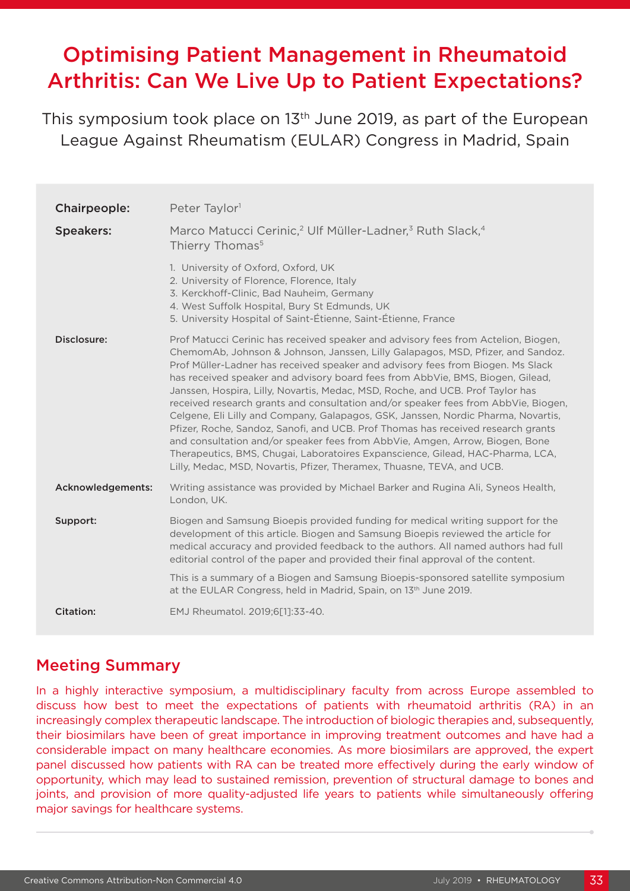# Optimising Patient Management in Rheumatoid Arthritis: Can We Live Up to Patient Expectations?

This symposium took place on 13th June 2019, as part of the European League Against Rheumatism (EULAR) Congress in Madrid, Spain

**Chairpeople:** Peter Taylor[1]

**Speakers:** Marco Matucci Cerinic,[2] Ulf Müller-Ladner,[3] Ruth Slack,[4] Thierry Thomas[5]

1. University of Oxford, Oxford, UK
2. University of Florence, Florence, Italy
3. Kerckhoff-Clinic, Bad Nauheim, Germany
4. West Suffolk Hospital, Bury St Edmunds, UK
5. University Hospital of Saint-Étienne, Saint-Étienne, France

**Disclosure:** Prof Matucci Cerinic has received speaker and advisory fees from Actelion, Biogen, ChemomAb, Johnson & Johnson, Janssen, Lilly Galapagos, MSD, Pfizer, and Sandoz. Prof Müller-Ladner has received speaker and advisory fees from Biogen. Ms Slack has received speaker and advisory board fees from AbbVie, BMS, Biogen, Gilead, Janssen, Hospira, Lilly, Novartis, Medac, MSD, Roche, and UCB. Prof Taylor has received research grants and consultation and/or speaker fees from AbbVie, Biogen, Celgene, Eli Lilly and Company, Galapagos, GSK, Janssen, Nordic Pharma, Novartis, Pfizer, Roche, Sandoz, Sanofi, and UCB. Prof Thomas has received research grants and consultation and/or speaker fees from AbbVie, Amgen, Arrow, Biogen, Bone Therapeutics, BMS, Chugai, Laboratoires Expanscience, Gilead, HAC-Pharma, LCA, Lilly, Medac, MSD, Novartis, Pfizer, Theramex, Thuasne, TEVA, and UCB.

**Acknowledgements:** Writing assistance was provided by Michael Barker and Rugina Ali, Syneos Health, London, UK.

**Support:** Biogen and Samsung Bioepis provided funding for medical writing support for the development of this article. Biogen and Samsung Bioepis reviewed the article for medical accuracy and provided feedback to the authors. All named authors had full editorial control of the paper and provided their final approval of the content.

This is a summary of a Biogen and Samsung Bioepis-sponsored satellite symposium at the EULAR Congress, held in Madrid, Spain, on 13th June 2019.

**Citation:** EMJ Rheumatol. 2019;6[1]:33-40.

## Meeting Summary

In a highly interactive symposium, a multidisciplinary faculty from across Europe assembled to discuss how best to meet the expectations of patients with rheumatoid arthritis (RA) in an increasingly complex therapeutic landscape. The introduction of biologic therapies and, subsequently, their biosimilars have been of great importance in improving treatment outcomes and have had a considerable impact on many healthcare economies. As more biosimilars are approved, the expert panel discussed how patients with RA can be treated more effectively during the early window of opportunity, which may lead to sustained remission, prevention of structural damage to bones and joints, and provision of more quality-adjusted life years to patients while simultaneously offering major savings for healthcare systems.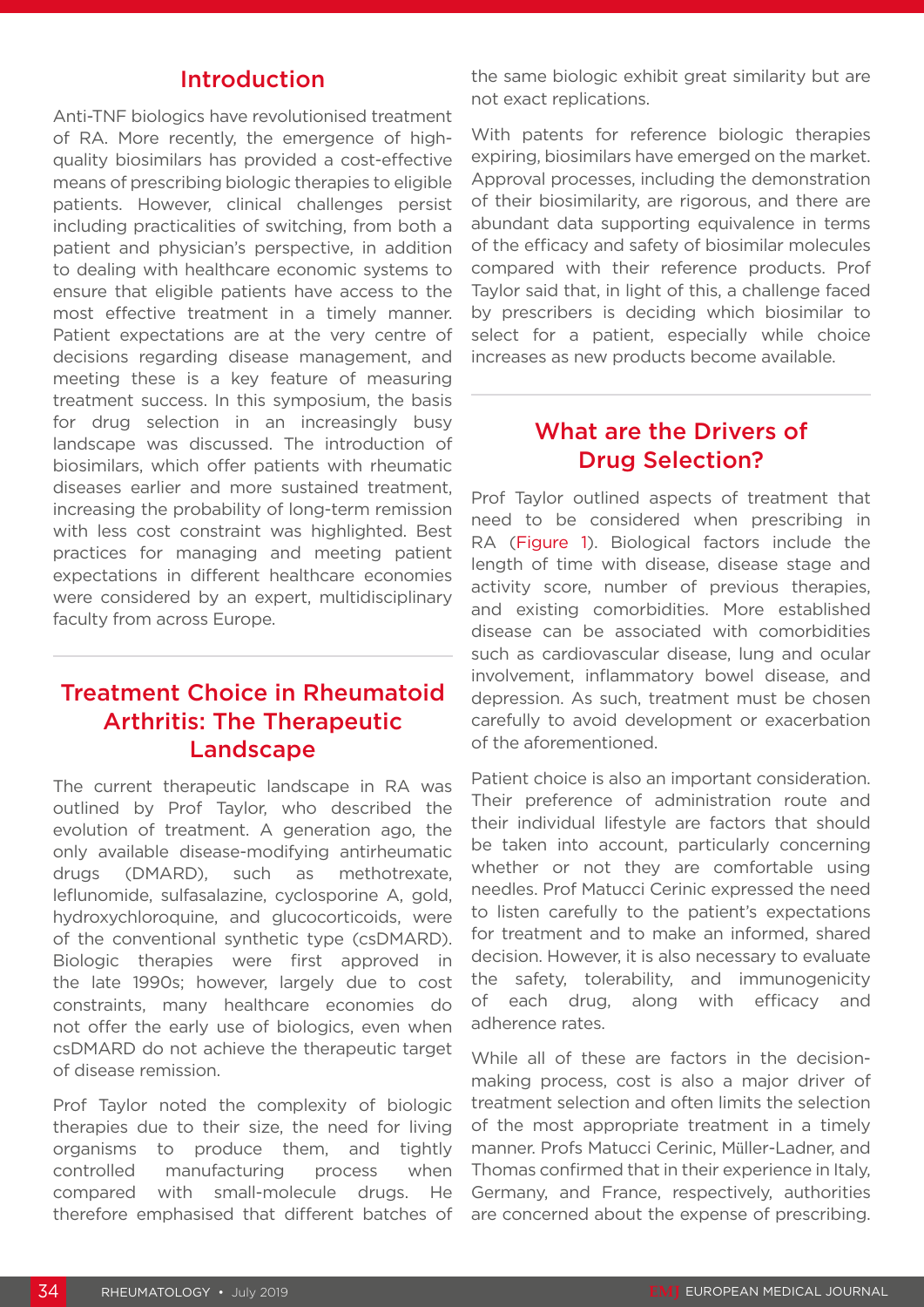## Introduction

Anti-TNF biologics have revolutionised treatment of RA. More recently, the emergence of high-quality biosimilars has provided a cost-effective means of prescribing biologic therapies to eligible patients. However, clinical challenges persist including practicalities of switching, from both a patient and physician's perspective, in addition to dealing with healthcare economic systems to ensure that eligible patients have access to the most effective treatment in a timely manner. Patient expectations are at the very centre of decisions regarding disease management, and meeting these is a key feature of measuring treatment success. In this symposium, the basis for drug selection in an increasingly busy landscape was discussed. The introduction of biosimilars, which offer patients with rheumatic diseases earlier and more sustained treatment, increasing the probability of long-term remission with less cost constraint was highlighted. Best practices for managing and meeting patient expectations in different healthcare economies were considered by an expert, multidisciplinary faculty from across Europe.

## Treatment Choice in Rheumatoid Arthritis: The Therapeutic Landscape

The current therapeutic landscape in RA was outlined by Prof Taylor, who described the evolution of treatment. A generation ago, the only available disease-modifying antirheumatic drugs (DMARD), such as methotrexate, leflunomide, sulfasalazine, cyclosporine A, gold, hydroxychloroquine, and glucocorticoids, were of the conventional synthetic type (csDMARD). Biologic therapies were first approved in the late 1990s; however, largely due to cost constraints, many healthcare economies do not offer the early use of biologics, even when csDMARD do not achieve the therapeutic target of disease remission.

Prof Taylor noted the complexity of biologic therapies due to their size, the need for living organisms to produce them, and tightly controlled manufacturing process when compared with small-molecule drugs. He therefore emphasised that different batches of the same biologic exhibit great similarity but are not exact replications.

With patents for reference biologic therapies expiring, biosimilars have emerged on the market. Approval processes, including the demonstration of their biosimilarity, are rigorous, and there are abundant data supporting equivalence in terms of the efficacy and safety of biosimilar molecules compared with their reference products. Prof Taylor said that, in light of this, a challenge faced by prescribers is deciding which biosimilar to select for a patient, especially while choice increases as new products become available.

## What are the Drivers of Drug Selection?

Prof Taylor outlined aspects of treatment that need to be considered when prescribing in RA (Figure 1). Biological factors include the length of time with disease, disease stage and activity score, number of previous therapies, and existing comorbidities. More established disease can be associated with comorbidities such as cardiovascular disease, lung and ocular involvement, inflammatory bowel disease, and depression. As such, treatment must be chosen carefully to avoid development or exacerbation of the aforementioned.

Patient choice is also an important consideration. Their preference of administration route and their individual lifestyle are factors that should be taken into account, particularly concerning whether or not they are comfortable using needles. Prof Matucci Cerinic expressed the need to listen carefully to the patient's expectations for treatment and to make an informed, shared decision. However, it is also necessary to evaluate the safety, tolerability, and immunogenicity of each drug, along with efficacy and adherence rates.

While all of these are factors in the decision-making process, cost is also a major driver of treatment selection and often limits the selection of the most appropriate treatment in a timely manner. Profs Matucci Cerinic, Müller-Ladner, and Thomas confirmed that in their experience in Italy, Germany, and France, respectively, authorities are concerned about the expense of prescribing.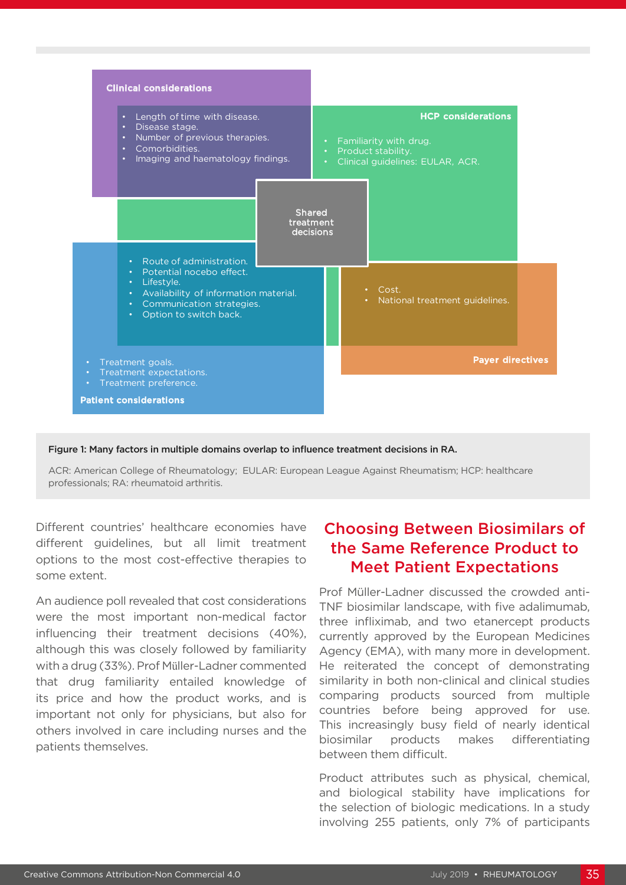**Clinical considerations**

- Length of time with disease.
- Disease stage.
- Number of previous therapies.
- Comorbidities.
- Imaging and haematology findings.

**HCP considerations**

- Familiarity with drug.
- Product stability.
- Clinical guidelines: EULAR, ACR.

**Shared treatment decisions**

- Route of administration.
- Potential nocebo effect.
- Lifestyle.
- Availability of information material.
- Communication strategies.
- Option to switch back.

- Cost.
- National treatment guidelines.

**Payer directives**

- Treatment goals.
- Treatment expectations.
- Treatment preference.

**Patient considerations**

**Figure 1: Many factors in multiple domains overlap to influence treatment decisions in RA.**

ACR: American College of Rheumatology; EULAR: European League Against Rheumatism; HCP: healthcare professionals; RA: rheumatoid arthritis.

Different countries' healthcare economies have different guidelines, but all limit treatment options to the most cost-effective therapies to some extent.

An audience poll revealed that cost considerations were the most important non-medical factor influencing their treatment decisions (40%), although this was closely followed by familiarity with a drug (33%). Prof Müller-Ladner commented that drug familiarity entailed knowledge of its price and how the product works, and is important not only for physicians, but also for others involved in care including nurses and the patients themselves.

## Choosing Between Biosimilars of the Same Reference Product to Meet Patient Expectations

Prof Müller-Ladner discussed the crowded anti-TNF biosimilar landscape, with five adalimumab, three infliximab, and two etanercept products currently approved by the European Medicines Agency (EMA), with many more in development. He reiterated the concept of demonstrating similarity in both non-clinical and clinical studies comparing products sourced from multiple countries before being approved for use. This increasingly busy field of nearly identical biosimilar products makes differentiating between them difficult.

Product attributes such as physical, chemical, and biological stability have implications for the selection of biologic medications. In a study involving 255 patients, only 7% of participants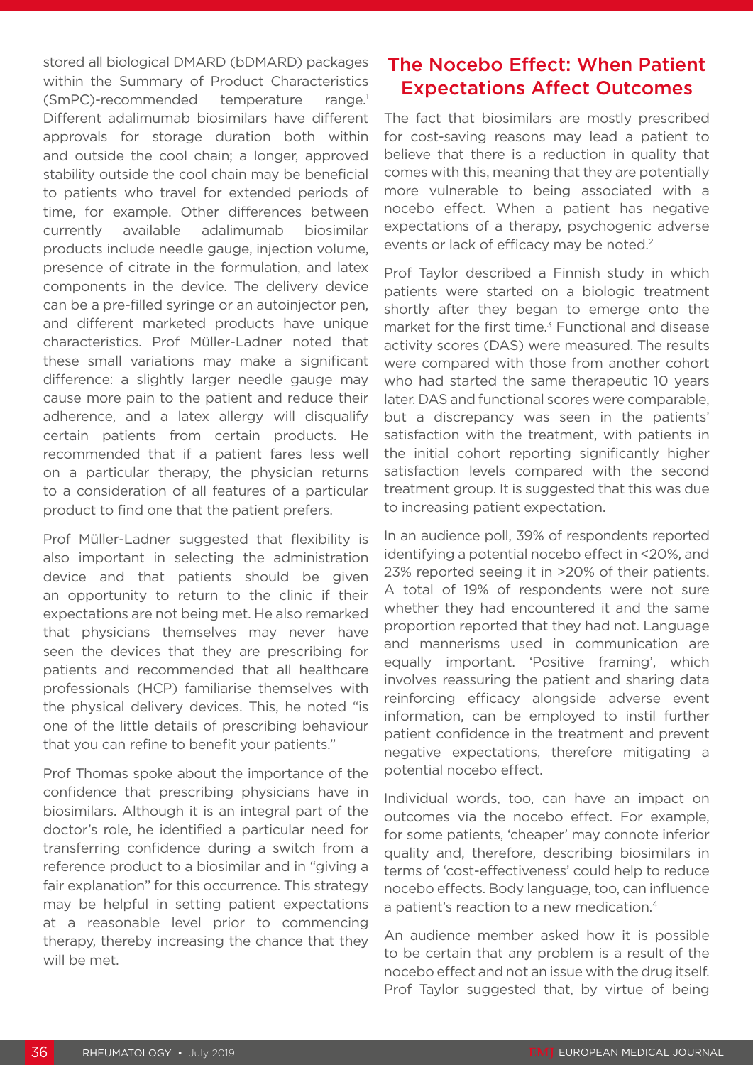stored all biological DMARD (bDMARD) packages within the Summary of Product Characteristics (SmPC)-recommended temperature range.[1] Different adalimumab biosimilars have different approvals for storage duration both within and outside the cool chain; a longer, approved stability outside the cool chain may be beneficial to patients who travel for extended periods of time, for example. Other differences between currently available adalimumab biosimilar products include needle gauge, injection volume, presence of citrate in the formulation, and latex components in the device. The delivery device can be a pre-filled syringe or an autoinjector pen, and different marketed products have unique characteristics. Prof Müller-Ladner noted that these small variations may make a significant difference: a slightly larger needle gauge may cause more pain to the patient and reduce their adherence, and a latex allergy will disqualify certain patients from certain products. He recommended that if a patient fares less well on a particular therapy, the physician returns to a consideration of all features of a particular product to find one that the patient prefers.

Prof Müller-Ladner suggested that flexibility is also important in selecting the administration device and that patients should be given an opportunity to return to the clinic if their expectations are not being met. He also remarked that physicians themselves may never have seen the devices that they are prescribing for patients and recommended that all healthcare professionals (HCP) familiarise themselves with the physical delivery devices. This, he noted "is one of the little details of prescribing behaviour that you can refine to benefit your patients."

Prof Thomas spoke about the importance of the confidence that prescribing physicians have in biosimilars. Although it is an integral part of the doctor's role, he identified a particular need for transferring confidence during a switch from a reference product to a biosimilar and in "giving a fair explanation" for this occurrence. This strategy may be helpful in setting patient expectations at a reasonable level prior to commencing therapy, thereby increasing the chance that they will be met.

## The Nocebo Effect: When Patient Expectations Affect Outcomes

The fact that biosimilars are mostly prescribed for cost-saving reasons may lead a patient to believe that there is a reduction in quality that comes with this, meaning that they are potentially more vulnerable to being associated with a nocebo effect. When a patient has negative expectations of a therapy, psychogenic adverse events or lack of efficacy may be noted.[2]

Prof Taylor described a Finnish study in which patients were started on a biologic treatment shortly after they began to emerge onto the market for the first time.[3] Functional and disease activity scores (DAS) were measured. The results were compared with those from another cohort who had started the same therapeutic 10 years later. DAS and functional scores were comparable, but a discrepancy was seen in the patients' satisfaction with the treatment, with patients in the initial cohort reporting significantly higher satisfaction levels compared with the second treatment group. It is suggested that this was due to increasing patient expectation.

In an audience poll, 39% of respondents reported identifying a potential nocebo effect in <20%, and 23% reported seeing it in >20% of their patients. A total of 19% of respondents were not sure whether they had encountered it and the same proportion reported that they had not. Language and mannerisms used in communication are equally important. 'Positive framing', which involves reassuring the patient and sharing data reinforcing efficacy alongside adverse event information, can be employed to instil further patient confidence in the treatment and prevent negative expectations, therefore mitigating a potential nocebo effect.

Individual words, too, can have an impact on outcomes via the nocebo effect. For example, for some patients, 'cheaper' may connote inferior quality and, therefore, describing biosimilars in terms of 'cost-effectiveness' could help to reduce nocebo effects. Body language, too, can influence a patient's reaction to a new medication.[4]

An audience member asked how it is possible to be certain that any problem is a result of the nocebo effect and not an issue with the drug itself. Prof Taylor suggested that, by virtue of being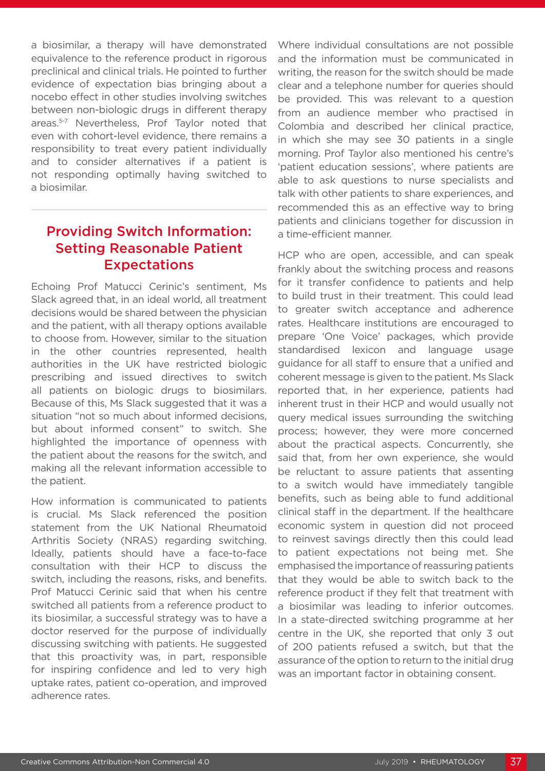a biosimilar, a therapy will have demonstrated equivalence to the reference product in rigorous preclinical and clinical trials. He pointed to further evidence of expectation bias bringing about a nocebo effect in other studies involving switches between non-biologic drugs in different therapy areas.[5-7] Nevertheless, Prof Taylor noted that even with cohort-level evidence, there remains a responsibility to treat every patient individually and to consider alternatives if a patient is not responding optimally having switched to a biosimilar.

## Providing Switch Information: Setting Reasonable Patient Expectations

Echoing Prof Matucci Cerinic's sentiment, Ms Slack agreed that, in an ideal world, all treatment decisions would be shared between the physician and the patient, with all therapy options available to choose from. However, similar to the situation in the other countries represented, health authorities in the UK have restricted biologic prescribing and issued directives to switch all patients on biologic drugs to biosimilars. Because of this, Ms Slack suggested that it was a situation "not so much about informed decisions, but about informed consent" to switch. She highlighted the importance of openness with the patient about the reasons for the switch, and making all the relevant information accessible to the patient.

How information is communicated to patients is crucial. Ms Slack referenced the position statement from the UK National Rheumatoid Arthritis Society (NRAS) regarding switching. Ideally, patients should have a face-to-face consultation with their HCP to discuss the switch, including the reasons, risks, and benefits. Prof Matucci Cerinic said that when his centre switched all patients from a reference product to its biosimilar, a successful strategy was to have a doctor reserved for the purpose of individually discussing switching with patients. He suggested that this proactivity was, in part, responsible for inspiring confidence and led to very high uptake rates, patient co-operation, and improved adherence rates.

Where individual consultations are not possible and the information must be communicated in writing, the reason for the switch should be made clear and a telephone number for queries should be provided. This was relevant to a question from an audience member who practised in Colombia and described her clinical practice, in which she may see 30 patients in a single morning. Prof Taylor also mentioned his centre's 'patient education sessions', where patients are able to ask questions to nurse specialists and talk with other patients to share experiences, and recommended this as an effective way to bring patients and clinicians together for discussion in a time-efficient manner.

HCP who are open, accessible, and can speak frankly about the switching process and reasons for it transfer confidence to patients and help to build trust in their treatment. This could lead to greater switch acceptance and adherence rates. Healthcare institutions are encouraged to prepare 'One Voice' packages, which provide standardised lexicon and language usage guidance for all staff to ensure that a unified and coherent message is given to the patient. Ms Slack reported that, in her experience, patients had inherent trust in their HCP and would usually not query medical issues surrounding the switching process; however, they were more concerned about the practical aspects. Concurrently, she said that, from her own experience, she would be reluctant to assure patients that assenting to a switch would have immediately tangible benefits, such as being able to fund additional clinical staff in the department. If the healthcare economic system in question did not proceed to reinvest savings directly then this could lead to patient expectations not being met. She emphasised the importance of reassuring patients that they would be able to switch back to the reference product if they felt that treatment with a biosimilar was leading to inferior outcomes. In a state-directed switching programme at her centre in the UK, she reported that only 3 out of 200 patients refused a switch, but that the assurance of the option to return to the initial drug was an important factor in obtaining consent.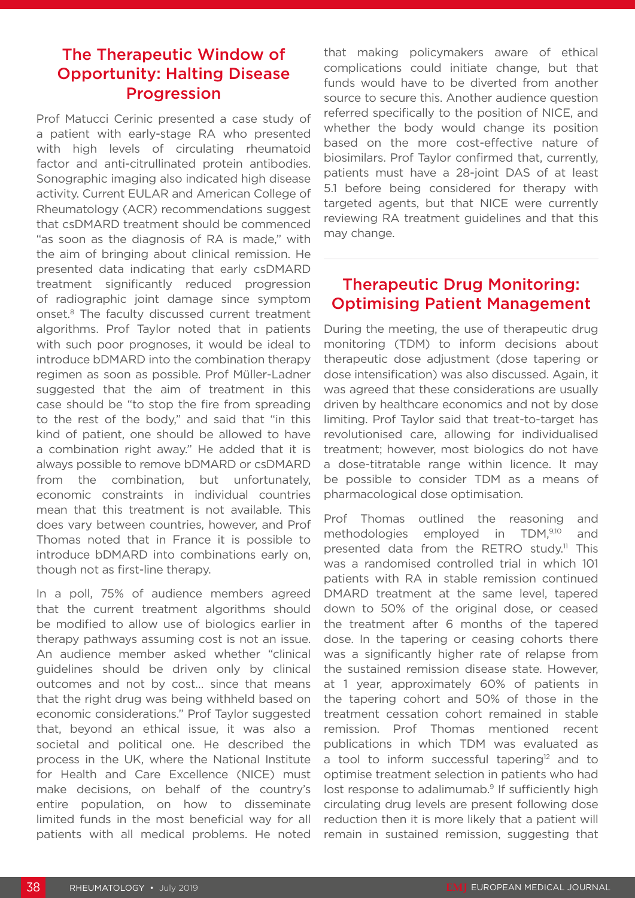## The Therapeutic Window of Opportunity: Halting Disease Progression

Prof Matucci Cerinic presented a case study of a patient with early-stage RA who presented with high levels of circulating rheumatoid factor and anti-citrullinated protein antibodies. Sonographic imaging also indicated high disease activity. Current EULAR and American College of Rheumatology (ACR) recommendations suggest that csDMARD treatment should be commenced "as soon as the diagnosis of RA is made," with the aim of bringing about clinical remission. He presented data indicating that early csDMARD treatment significantly reduced progression of radiographic joint damage since symptom onset.[8] The faculty discussed current treatment algorithms. Prof Taylor noted that in patients with such poor prognoses, it would be ideal to introduce bDMARD into the combination therapy regimen as soon as possible. Prof Müller-Ladner suggested that the aim of treatment in this case should be "to stop the fire from spreading to the rest of the body," and said that "in this kind of patient, one should be allowed to have a combination right away." He added that it is always possible to remove bDMARD or csDMARD from the combination, but unfortunately, economic constraints in individual countries mean that this treatment is not available. This does vary between countries, however, and Prof Thomas noted that in France it is possible to introduce bDMARD into combinations early on, though not as first-line therapy.

In a poll, 75% of audience members agreed that the current treatment algorithms should be modified to allow use of biologics earlier in therapy pathways assuming cost is not an issue. An audience member asked whether "clinical guidelines should be driven only by clinical outcomes and not by cost… since that means that the right drug was being withheld based on economic considerations." Prof Taylor suggested that, beyond an ethical issue, it was also a societal and political one. He described the process in the UK, where the National Institute for Health and Care Excellence (NICE) must make decisions, on behalf of the country's entire population, on how to disseminate limited funds in the most beneficial way for all patients with all medical problems. He noted that making policymakers aware of ethical complications could initiate change, but that funds would have to be diverted from another source to secure this. Another audience question referred specifically to the position of NICE, and whether the body would change its position based on the more cost-effective nature of biosimilars. Prof Taylor confirmed that, currently, patients must have a 28-joint DAS of at least 5.1 before being considered for therapy with targeted agents, but that NICE were currently reviewing RA treatment guidelines and that this may change.

## Therapeutic Drug Monitoring: Optimising Patient Management

During the meeting, the use of therapeutic drug monitoring (TDM) to inform decisions about therapeutic dose adjustment (dose tapering or dose intensification) was also discussed. Again, it was agreed that these considerations are usually driven by healthcare economics and not by dose limiting. Prof Taylor said that treat-to-target has revolutionised care, allowing for individualised treatment; however, most biologics do not have a dose-titratable range within licence. It may be possible to consider TDM as a means of pharmacological dose optimisation.

Prof Thomas outlined the reasoning and methodologies employed in TDM,[9,10] and presented data from the RETRO study.[11] This was a randomised controlled trial in which 101 patients with RA in stable remission continued DMARD treatment at the same level, tapered down to 50% of the original dose, or ceased the treatment after 6 months of the tapered dose. In the tapering or ceasing cohorts there was a significantly higher rate of relapse from the sustained remission disease state. However, at 1 year, approximately 60% of patients in the tapering cohort and 50% of those in the treatment cessation cohort remained in stable remission. Prof Thomas mentioned recent publications in which TDM was evaluated as a tool to inform successful tapering[12] and to optimise treatment selection in patients who had lost response to adalimumab.[9] If sufficiently high circulating drug levels are present following dose reduction then it is more likely that a patient will remain in sustained remission, suggesting that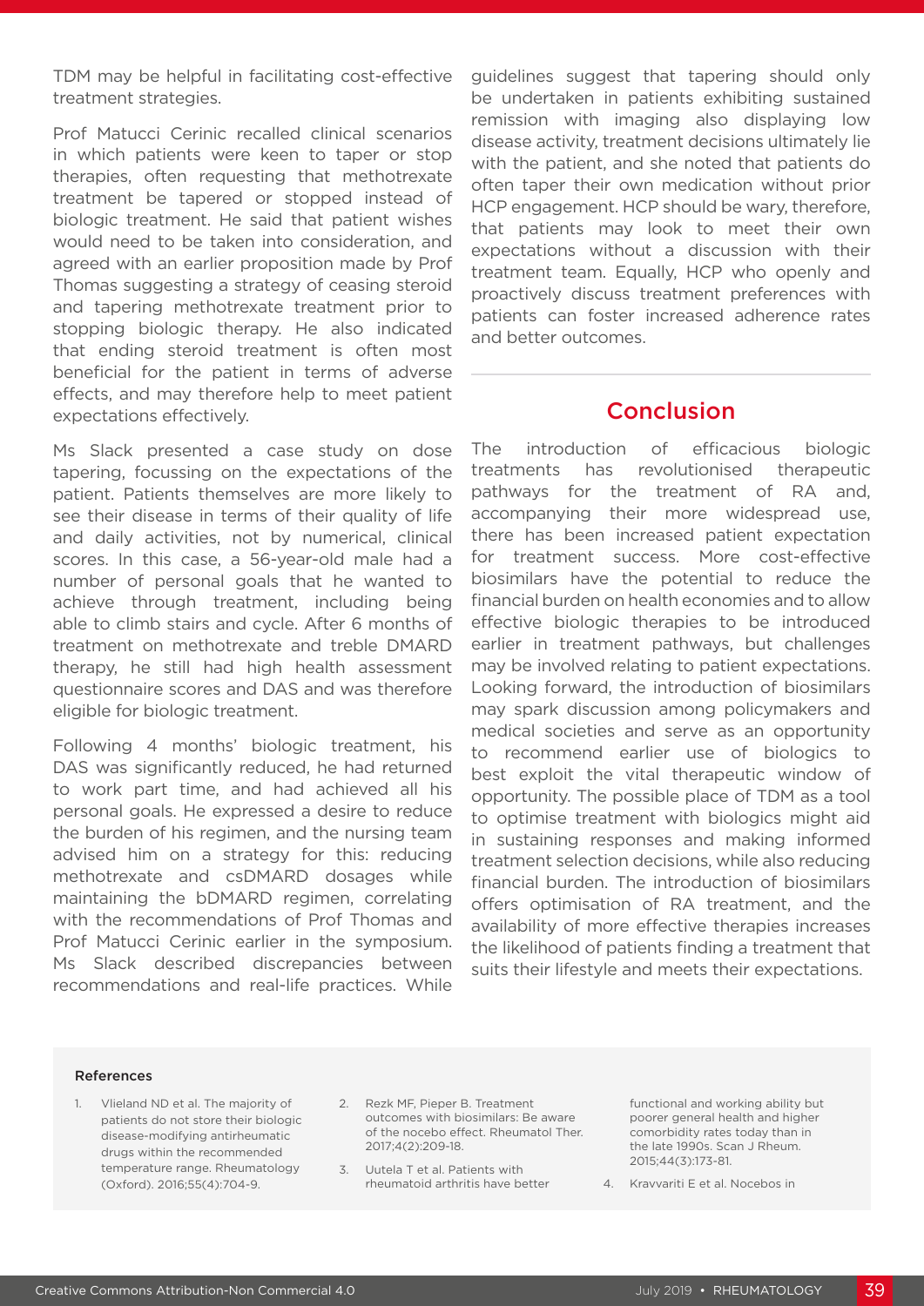TDM may be helpful in facilitating cost-effective treatment strategies.

Prof Matucci Cerinic recalled clinical scenarios in which patients were keen to taper or stop therapies, often requesting that methotrexate treatment be tapered or stopped instead of biologic treatment. He said that patient wishes would need to be taken into consideration, and agreed with an earlier proposition made by Prof Thomas suggesting a strategy of ceasing steroid and tapering methotrexate treatment prior to stopping biologic therapy. He also indicated that ending steroid treatment is often most beneficial for the patient in terms of adverse effects, and may therefore help to meet patient expectations effectively.

Ms Slack presented a case study on dose tapering, focussing on the expectations of the patient. Patients themselves are more likely to see their disease in terms of their quality of life and daily activities, not by numerical, clinical scores. In this case, a 56-year-old male had a number of personal goals that he wanted to achieve through treatment, including being able to climb stairs and cycle. After 6 months of treatment on methotrexate and treble DMARD therapy, he still had high health assessment questionnaire scores and DAS and was therefore eligible for biologic treatment.

Following 4 months' biologic treatment, his DAS was significantly reduced, he had returned to work part time, and had achieved all his personal goals. He expressed a desire to reduce the burden of his regimen, and the nursing team advised him on a strategy for this: reducing methotrexate and csDMARD dosages while maintaining the bDMARD regimen, correlating with the recommendations of Prof Thomas and Prof Matucci Cerinic earlier in the symposium. Ms Slack described discrepancies between recommendations and real-life practices. While guidelines suggest that tapering should only be undertaken in patients exhibiting sustained remission with imaging also displaying low disease activity, treatment decisions ultimately lie with the patient, and she noted that patients do often taper their own medication without prior HCP engagement. HCP should be wary, therefore, that patients may look to meet their own expectations without a discussion with their treatment team. Equally, HCP who openly and proactively discuss treatment preferences with patients can foster increased adherence rates and better outcomes.

## Conclusion

The introduction of efficacious biologic treatments has revolutionised therapeutic pathways for the treatment of RA and, accompanying their more widespread use, there has been increased patient expectation for treatment success. More cost-effective biosimilars have the potential to reduce the financial burden on health economies and to allow effective biologic therapies to be introduced earlier in treatment pathways, but challenges may be involved relating to patient expectations. Looking forward, the introduction of biosimilars may spark discussion among policymakers and medical societies and serve as an opportunity to recommend earlier use of biologics to best exploit the vital therapeutic window of opportunity. The possible place of TDM as a tool to optimise treatment with biologics might aid in sustaining responses and making informed treatment selection decisions, while also reducing financial burden. The introduction of biosimilars offers optimisation of RA treatment, and the availability of more effective therapies increases the likelihood of patients finding a treatment that suits their lifestyle and meets their expectations.

### References

1. Vlieland ND et al. The majority of patients do not store their biologic disease-modifying antirheumatic drugs within the recommended temperature range. Rheumatology (Oxford). 2016;55(4):704-9.
2. Rezk MF, Pieper B. Treatment outcomes with biosimilars: Be aware of the nocebo effect. Rheumatol Ther. 2017;4(2):209-18.
3. Uutela T et al. Patients with rheumatoid arthritis have better functional and working ability but poorer general health and higher comorbidity rates today than in the late 1990s. Scan J Rheum. 2015;44(3):173-81.
4. Kravvariti E et al. Nocebos in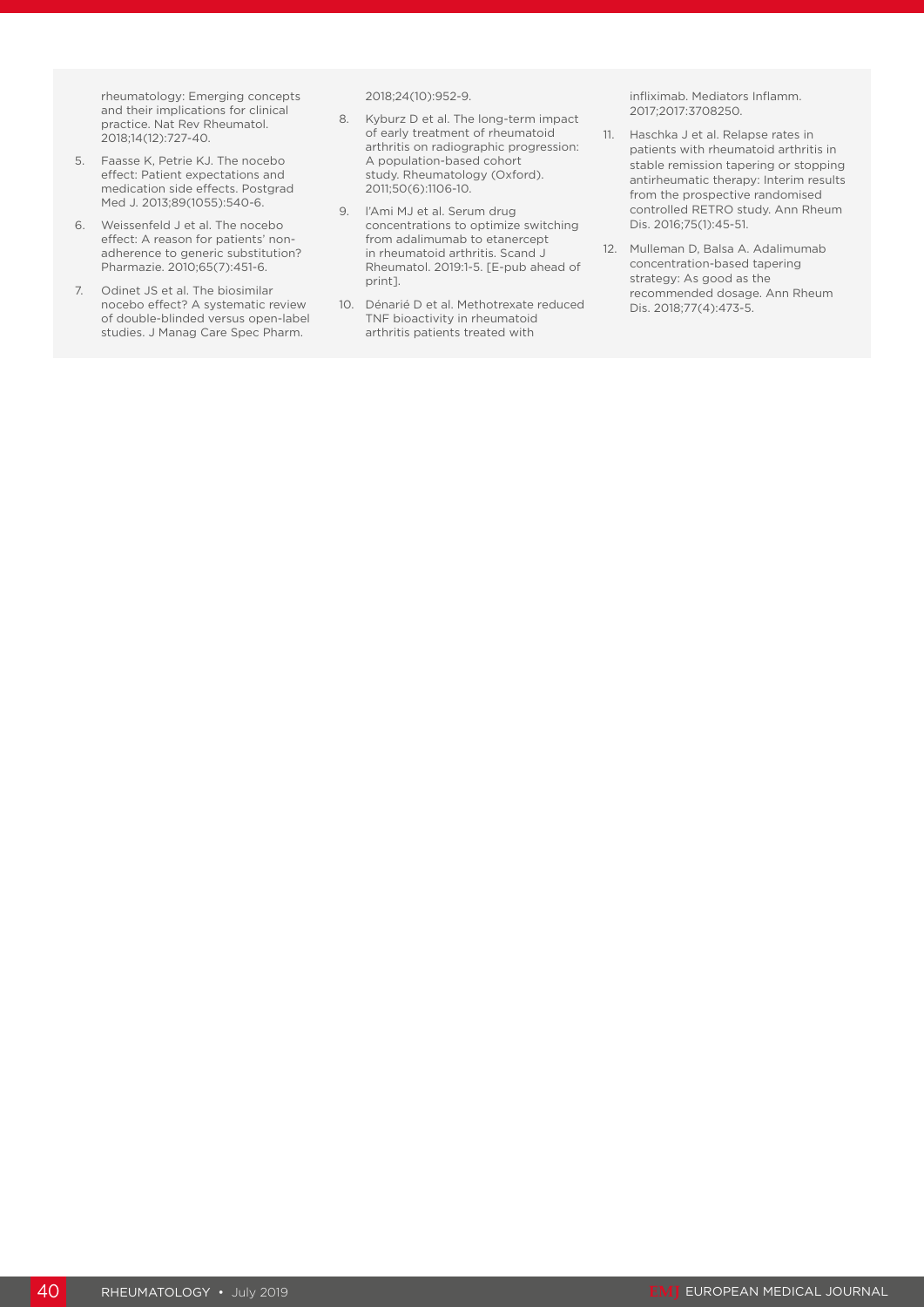rheumatology: Emerging concepts and their implications for clinical practice. Nat Rev Rheumatol. 2018;14(12):727-40.

5. Faasse K, Petrie KJ. The nocebo effect: Patient expectations and medication side effects. Postgrad Med J. 2013;89(1055):540-6.
6. Weissenfeld J et al. The nocebo effect: A reason for patients' non-adherence to generic substitution? Pharmazie. 2010;65(7):451-6.
7. Odinet JS et al. The biosimilar nocebo effect? A systematic review of double-blinded versus open-label studies. J Manag Care Spec Pharm. 2018;24(10):952-9.
8. Kyburz D et al. The long-term impact of early treatment of rheumatoid arthritis on radiographic progression: A population-based cohort study. Rheumatology (Oxford). 2011;50(6):1106-10.
9. l'Ami MJ et al. Serum drug concentrations to optimize switching from adalimumab to etanercept in rheumatoid arthritis. Scand J Rheumatol. 2019:1-5. [E-pub ahead of print].
10. Dénarié D et al. Methotrexate reduced TNF bioactivity in rheumatoid arthritis patients treated with infliximab. Mediators Inflamm. 2017;2017:3708250.
11. Haschka J et al. Relapse rates in patients with rheumatoid arthritis in stable remission tapering or stopping antirheumatic therapy: Interim results from the prospective randomised controlled RETRO study. Ann Rheum Dis. 2016;75(1):45-51.
12. Mulleman D, Balsa A. Adalimumab concentration-based tapering strategy: As good as the recommended dosage. Ann Rheum Dis. 2018;77(4):473-5.